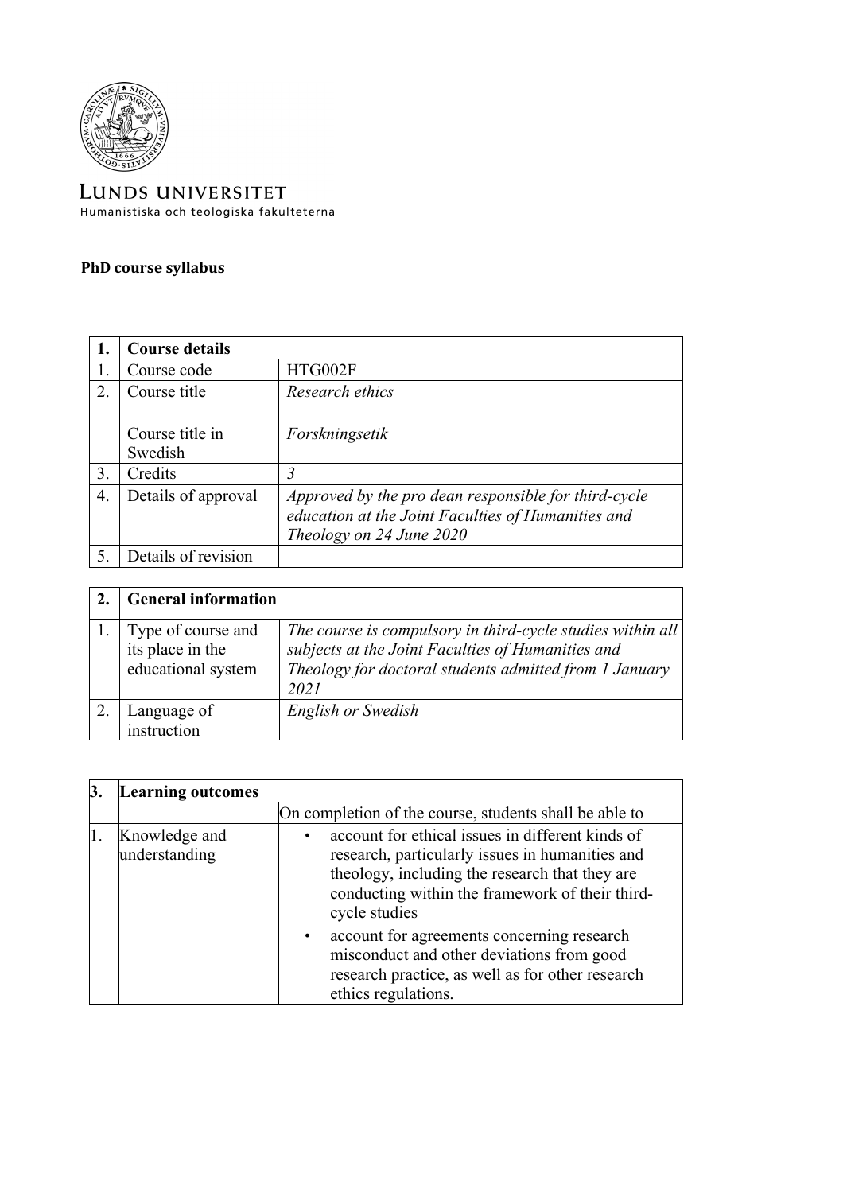LUNDS UNIVERSITET
Humanistiska och teologiska fakulteterna

**PhD course syllabus**

| 1. | Course details | |
|---|---|---|
| 1. | Course code | HTG002F |
| 2. | Course title | *Research ethics* |
| | Course title in Swedish | *Forskningsetik* |
| 3. | Credits | *3* |
| 4. | Details of approval | *Approved by the pro dean responsible for third-cycle education at the Joint Faculties of Humanities and Theology on 24 June 2020* |
| 5. | Details of revision | |

| 2. | General information | |
|---|---|---|
| 1. | Type of course and its place in the educational system | *The course is compulsory in third-cycle studies within all subjects at the Joint Faculties of Humanities and Theology for doctoral students admitted from 1 January 2021* |
| 2. | Language of instruction | *English or Swedish* |

| 3. | Learning outcomes | |
|---|---|---|
| | | On completion of the course, students shall be able to |
| 1. | Knowledge and understanding | • account for ethical issues in different kinds of research, particularly issues in humanities and theology, including the research that they are conducting within the framework of their third-cycle studies<br>• account for agreements concerning research misconduct and other deviations from good research practice, as well as for other research ethics regulations. |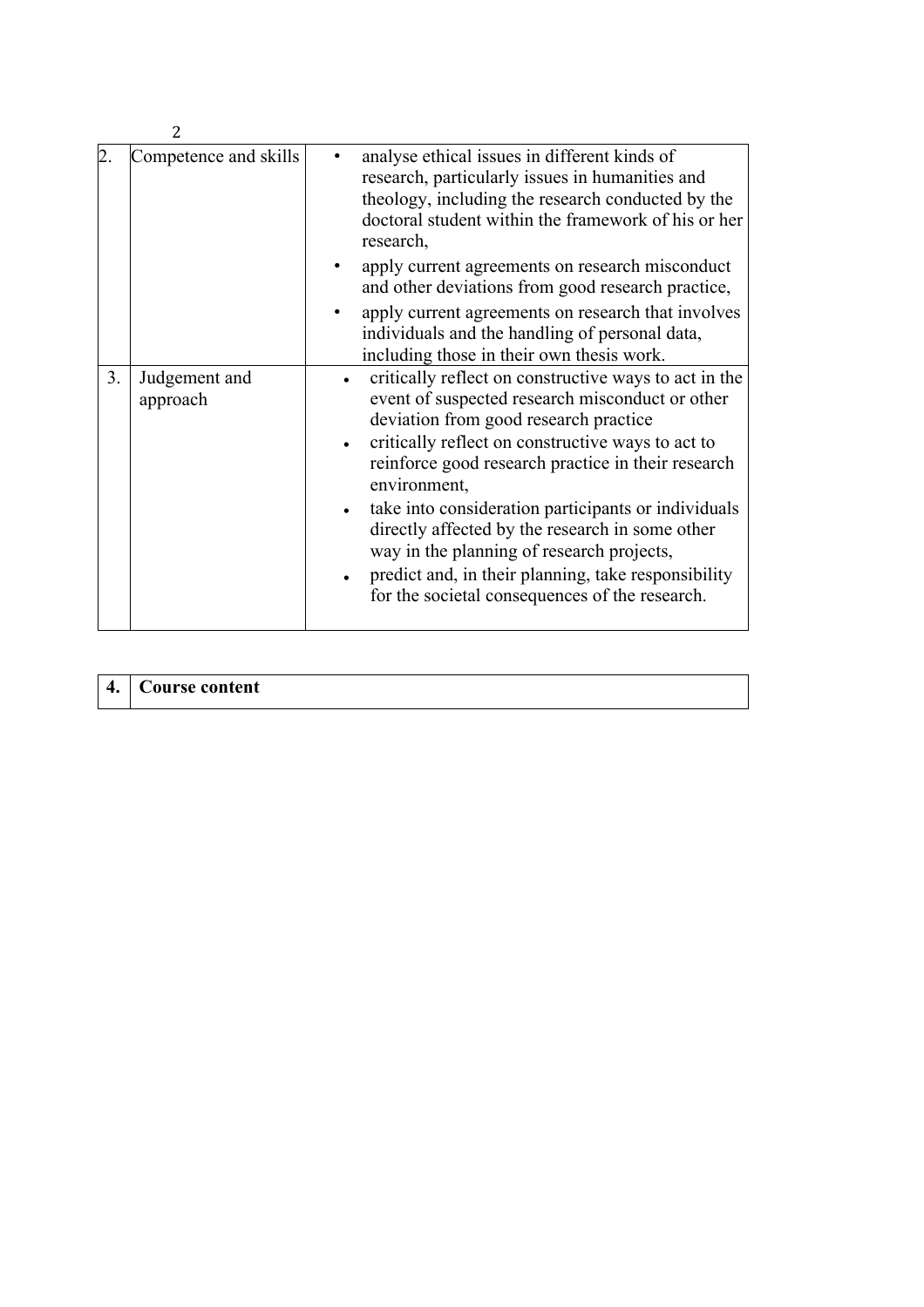| | | |
|---|---|---|
| 2. | Competence and skills | • analyse ethical issues in different kinds of research, particularly issues in humanities and theology, including the research conducted by the doctoral student within the framework of his or her research,<br>• apply current agreements on research misconduct and other deviations from good research practice,<br>• apply current agreements on research that involves individuals and the handling of personal data, including those in their own thesis work. |
| 3. | Judgement and approach | • critically reflect on constructive ways to act in the event of suspected research misconduct or other deviation from good research practice<br>• critically reflect on constructive ways to act to reinforce good research practice in their research environment,<br>• take into consideration participants or individuals directly affected by the research in some other way in the planning of research projects,<br>• predict and, in their planning, take responsibility for the societal consequences of the research. |

| **4.** | **Course content** |
|---|---|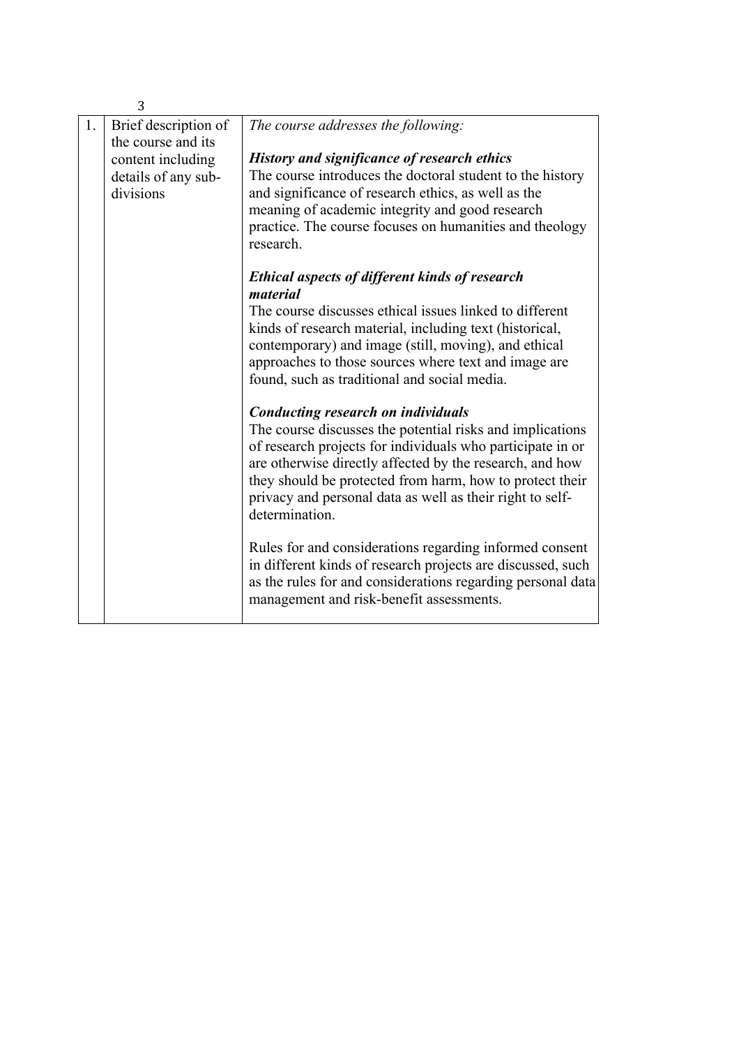| 1. | Brief description of the course and its content including details of any sub-divisions | *The course addresses the following:*<br><br>***History and significance of research ethics***<br>The course introduces the doctoral student to the history and significance of research ethics, as well as the meaning of academic integrity and good research practice. The course focuses on humanities and theology research.<br><br>***Ethical aspects of different kinds of research material***<br>The course discusses ethical issues linked to different kinds of research material, including text (historical, contemporary) and image (still, moving), and ethical approaches to those sources where text and image are found, such as traditional and social media.<br><br>***Conducting research on individuals***<br>The course discusses the potential risks and implications of research projects for individuals who participate in or are otherwise directly affected by the research, and how they should be protected from harm, how to protect their privacy and personal data as well as their right to self-determination.<br><br>Rules for and considerations regarding informed consent in different kinds of research projects are discussed, such as the rules for and considerations regarding personal data management and risk-benefit assessments. |
|---|---|---|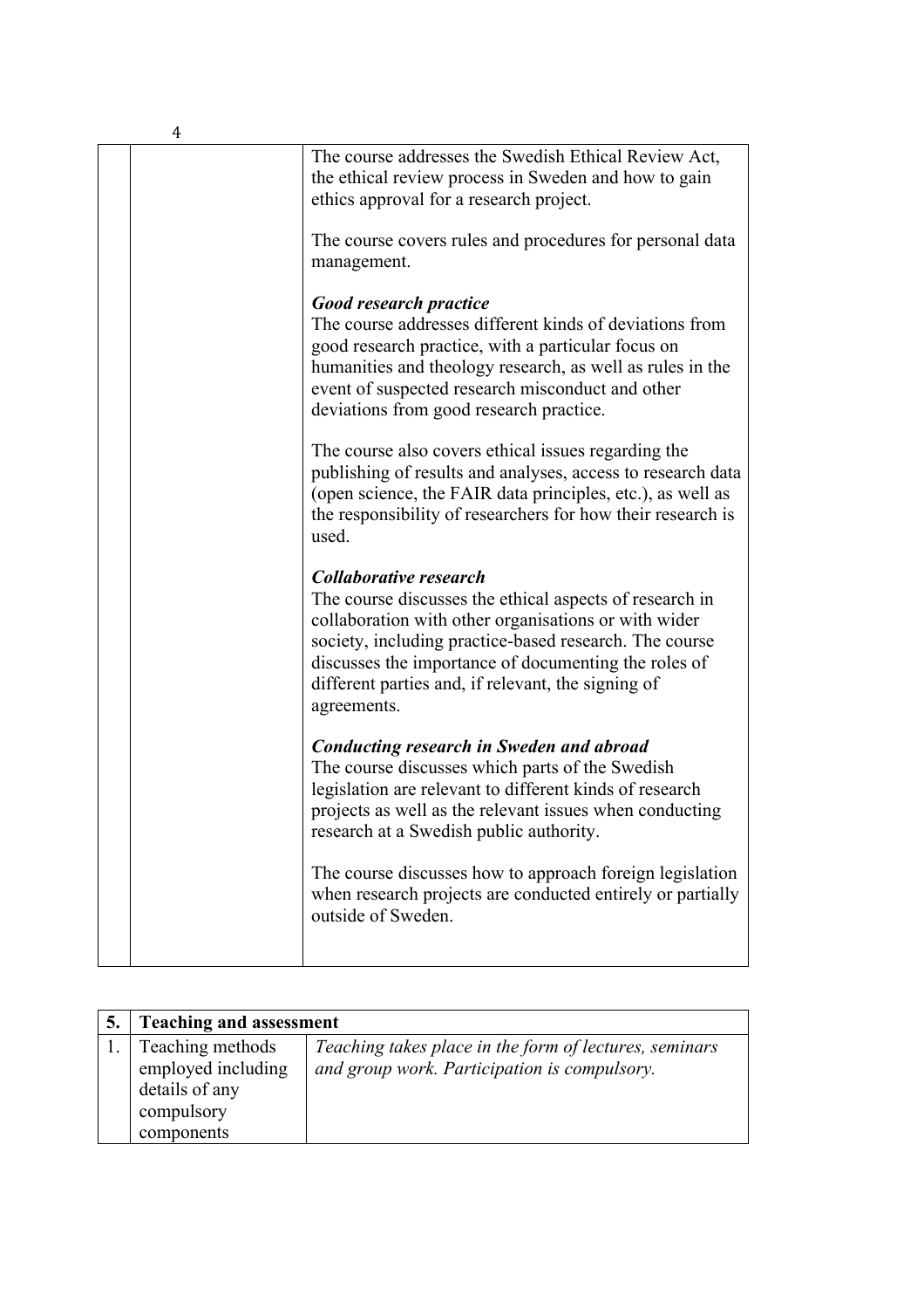| | | |
|---|---|---|
| | | The course addresses the Swedish Ethical Review Act, the ethical review process in Sweden and how to gain ethics approval for a research project.<br><br>The course covers rules and procedures for personal data management.<br><br>***Good research practice***<br>The course addresses different kinds of deviations from good research practice, with a particular focus on humanities and theology research, as well as rules in the event of suspected research misconduct and other deviations from good research practice.<br><br>The course also covers ethical issues regarding the publishing of results and analyses, access to research data (open science, the FAIR data principles, etc.), as well as the responsibility of researchers for how their research is used.<br><br>***Collaborative research***<br>The course discusses the ethical aspects of research in collaboration with other organisations or with wider society, including practice-based research. The course discusses the importance of documenting the roles of different parties and, if relevant, the signing of agreements.<br><br>***Conducting research in Sweden and abroad***<br>The course discusses which parts of the Swedish legislation are relevant to different kinds of research projects as well as the relevant issues when conducting research at a Swedish public authority.<br><br>The course discusses how to approach foreign legislation when research projects are conducted entirely or partially outside of Sweden. |

| 5. | Teaching and assessment | |
|---|---|---|
| 1. | Teaching methods employed including details of any compulsory components | *Teaching takes place in the form of lectures, seminars and group work. Participation is compulsory.* |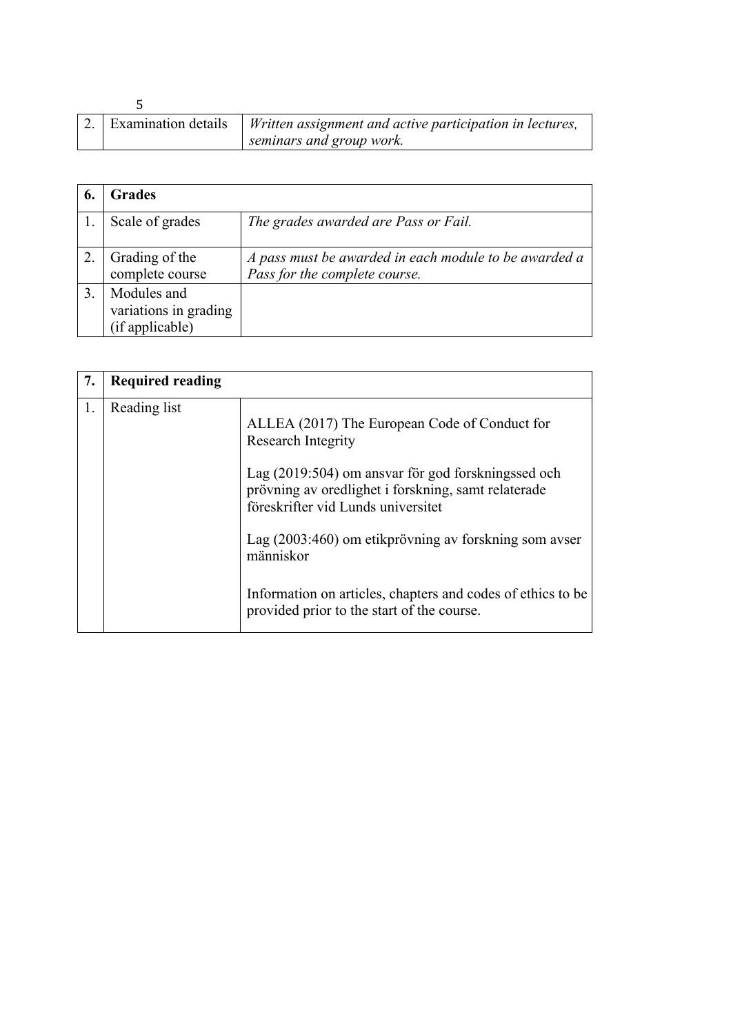| | | |
|---|---|---|
| 2. | Examination details | *Written assignment and active participation in lectures, seminars and group work.* |

| 6. | **Grades** | |
|---|---|---|
| 1. | Scale of grades | *The grades awarded are Pass or Fail.* |
| 2. | Grading of the complete course | *A pass must be awarded in each module to be awarded a Pass for the complete course.* |
| 3. | Modules and variations in grading (if applicable) | |

| 7. | **Required reading** | |
|---|---|---|
| 1. | Reading list | ALLEA (2017) The European Code of Conduct for Research Integrity<br><br>Lag (2019:504) om ansvar för god forskningssed och prövning av oredlighet i forskning, samt relaterade föreskrifter vid Lunds universitet<br><br>Lag (2003:460) om etikprövning av forskning som avser människor<br><br>Information on articles, chapters and codes of ethics to be provided prior to the start of the course. |